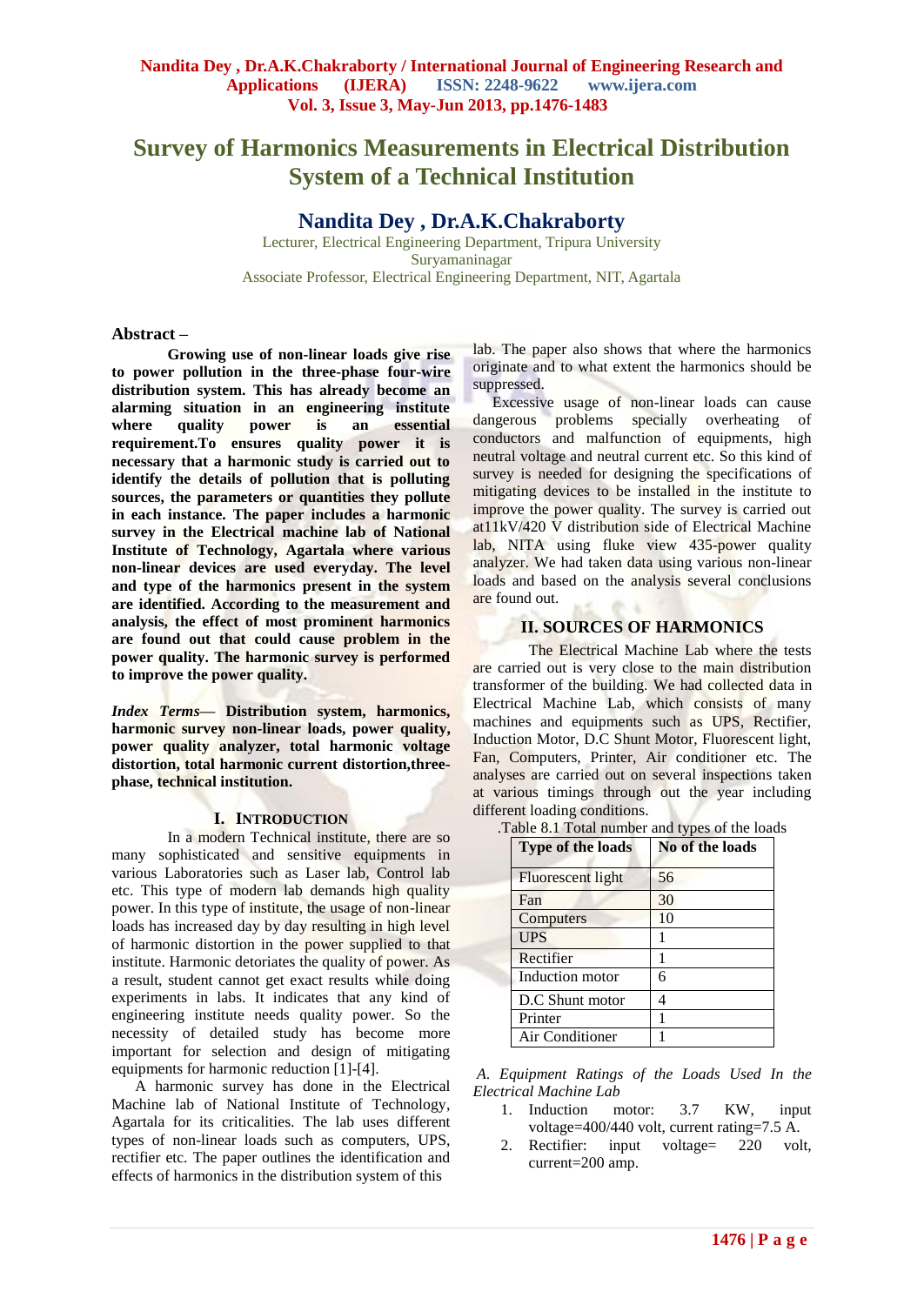# Survey of Harmonics Measurements in Electrical Distribution System of a Technical Institution

## Nandita Dey , Dr.A.K.Chakraborty

Lecturer, Electrical Engineering Department, Tripura University
Suryamaninagar
Associate Professor, Electrical Engineering Department, NIT, Agartala

### Abstract –

**Growing use of non-linear loads give rise to power pollution in the three-phase four-wire distribution system. This has already become an alarming situation in an engineering institute where quality power is an essential requirement.To ensures quality power it is necessary that a harmonic study is carried out to identify the details of pollution that is polluting sources, the parameters or quantities they pollute in each instance. The paper includes a harmonic survey in the Electrical machine lab of National Institute of Technology, Agartala where various non-linear devices are used everyday. The level and type of the harmonics present in the system are identified. According to the measurement and analysis, the effect of most prominent harmonics are found out that could cause problem in the power quality. The harmonic survey is performed to improve the power quality.**

***Index Terms*— Distribution system, harmonics, harmonic survey non-linear loads, power quality, power quality analyzer, total harmonic voltage distortion, total harmonic current distortion,three-phase, technical institution.**

## I. INTRODUCTION

In a modern Technical institute, there are so many sophisticated and sensitive equipments in various Laboratories such as Laser lab, Control lab etc. This type of modern lab demands high quality power. In this type of institute, the usage of non-linear loads has increased day by day resulting in high level of harmonic distortion in the power supplied to that institute. Harmonic detoriates the quality of power. As a result, student cannot get exact results while doing experiments in labs. It indicates that any kind of engineering institute needs quality power. So the necessity of detailed study has become more important for selection and design of mitigating equipments for harmonic reduction [1]-[4].

A harmonic survey has done in the Electrical Machine lab of National Institute of Technology, Agartala for its criticalities. The lab uses different types of non-linear loads such as computers, UPS, rectifier etc. The paper outlines the identification and effects of harmonics in the distribution system of this lab. The paper also shows that where the harmonics originate and to what extent the harmonics should be suppressed.

Excessive usage of non-linear loads can cause dangerous problems specially overheating of conductors and malfunction of equipments, high neutral voltage and neutral current etc. So this kind of survey is needed for designing the specifications of mitigating devices to be installed in the institute to improve the power quality. The survey is carried out at11kV/420 V distribution side of Electrical Machine lab, NITA using fluke view 435-power quality analyzer. We had taken data using various non-linear loads and based on the analysis several conclusions are found out.

## II. SOURCES OF HARMONICS

The Electrical Machine Lab where the tests are carried out is very close to the main distribution transformer of the building. We had collected data in Electrical Machine Lab, which consists of many machines and equipments such as UPS, Rectifier, Induction Motor, D.C Shunt Motor, Fluorescent light, Fan, Computers, Printer, Air conditioner etc. The analyses are carried out on several inspections taken at various timings through out the year including different loading conditions.

.Table 8.1 Total number and types of the loads

| Type of the loads | No of the loads |
|---|---|
| Fluorescent light | 56 |
| Fan | 30 |
| Computers | 10 |
| UPS | 1 |
| Rectifier | 1 |
| Induction motor | 6 |
| D.C Shunt motor | 4 |
| Printer | 1 |
| Air Conditioner | 1 |

*A. Equipment Ratings of the Loads Used In the Electrical Machine Lab*

1. Induction motor: 3.7 KW, input voltage=400/440 volt, current rating=7.5 A.
2. Rectifier: input voltage= 220 volt, current=200 amp.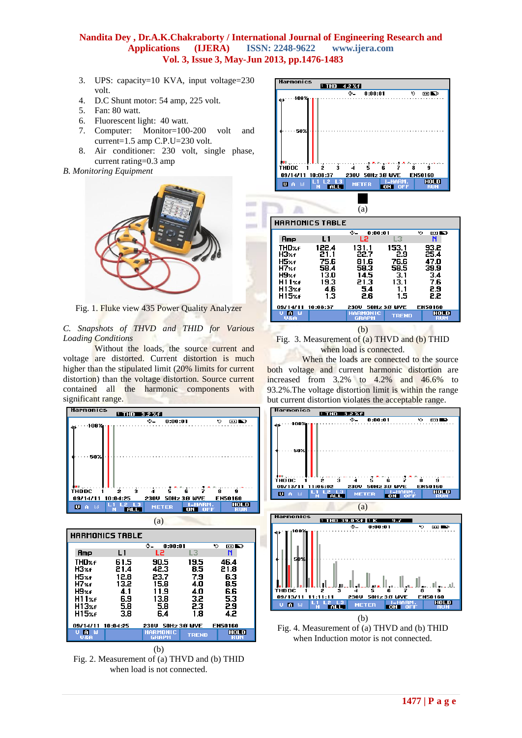3. UPS: capacity=10 KVA, input voltage=230 volt.
4. D.C Shunt motor: 54 amp, 225 volt.
5. Fan: 80 watt.
6. Fluorescent light: 40 watt.
7. Computer: Monitor=100-200 volt and current=1.5 amp C.P.U=230 volt.
8. Air conditioner: 230 volt, single phase, current rating=0.3 amp

*B. Monitoring Equipment*

Fig. 1. Fluke view 435 Power Quality Analyzer

*C. Snapshots of THVD and THID for Various Loading Conditions*

Without the loads, the source current and voltage are distorted. Current distortion is much higher than the stipulated limit (20% limits for current distortion) than the voltage distortion. Source current contained all the harmonic components with significant range.

(a)

HARMONICS TABLE

| Amp | L1 | L2 | L3 | N |
|---|---|---|---|---|
| THD%f | 61.5 | 90.5 | 19.5 | 46.4 |
| H3%f | 21.4 | 42.3 | 8.5 | 21.8 |
| H5%f | 12.8 | 23.7 | 7.9 | 6.3 |
| H7%f | 13.2 | 15.8 | 4.0 | 8.5 |
| H9%f | 4.1 | 11.9 | 4.0 | 6.6 |
| H11%f | 6.9 | 13.8 | 3.2 | 5.3 |
| H13%f | 5.8 | 5.8 | 2.3 | 2.9 |
| H15%f | 3.8 | 6.4 | 1.8 | 4.2 |

(b)

Fig. 2. Measurement of (a) THVD and (b) THID when load is not connected.

(a)

HARMONICS TABLE

| Amp | L1 | L2 | L3 | N |
|---|---|---|---|---|
| THD%f | 122.4 | 131.1 | 153.1 | 93.2 |
| H3%f | 21.1 | 22.7 | 2.9 | 25.4 |
| H5%f | 75.6 | 81.6 | 76.6 | 47.0 |
| H7%f | 58.4 | 58.3 | 58.5 | 39.9 |
| H9%f | 13.0 | 14.5 | 3.1 | 3.4 |
| H11%f | 19.3 | 21.3 | 13.1 | 7.6 |
| H13%f | 4.6 | 5.4 | 1.1 | 2.9 |
| H15%f | 1.3 | 2.6 | 1.5 | 2.2 |

(b)

Fig. 3. Measurement of (a) THVD and (b) THID when load is connected.

When the loads are connected to the source both voltage and current harmonic distortion are increased from 3.2% to 4.2% and 46.6% to 93.2%.The voltage distortion limit is within the range but current distortion violates the acceptable range.

(a)

(b)

Fig. 4. Measurement of (a) THVD and (b) THID when Induction motor is not connected.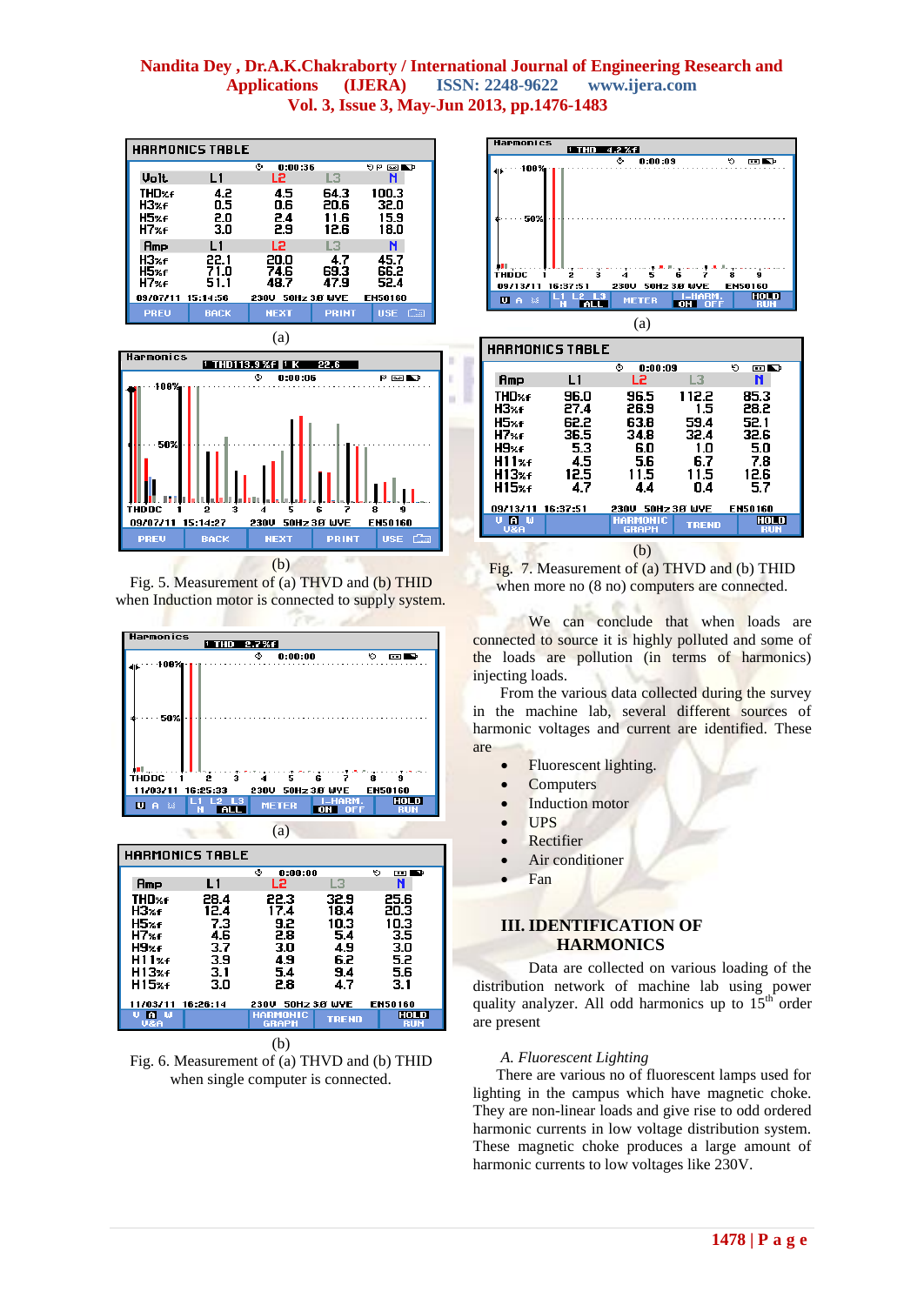(a)

(b)

Fig. 5. Measurement of (a) THVD and (b) THID when Induction motor is connected to supply system.

(a)

(b)

Fig. 6. Measurement of (a) THVD and (b) THID when single computer is connected.

(a)

(b)

Fig. 7. Measurement of (a) THVD and (b) THID when more no (8 no) computers are connected.

We can conclude that when loads are connected to source it is highly polluted and some of the loads are pollution (in terms of harmonics) injecting loads.

From the various data collected during the survey in the machine lab, several different sources of harmonic voltages and current are identified. These are

- Fluorescent lighting.
- Computers
- Induction motor
- UPS
- Rectifier
- Air conditioner
- Fan

## III. IDENTIFICATION OF HARMONICS

Data are collected on various loading of the distribution network of machine lab using power quality analyzer. All odd harmonics up to 15th order are present

### *A. Fluorescent Lighting*

There are various no of fluorescent lamps used for lighting in the campus which have magnetic choke. They are non-linear loads and give rise to odd ordered harmonic currents in low voltage distribution system. These magnetic choke produces a large amount of harmonic currents to low voltages like 230V.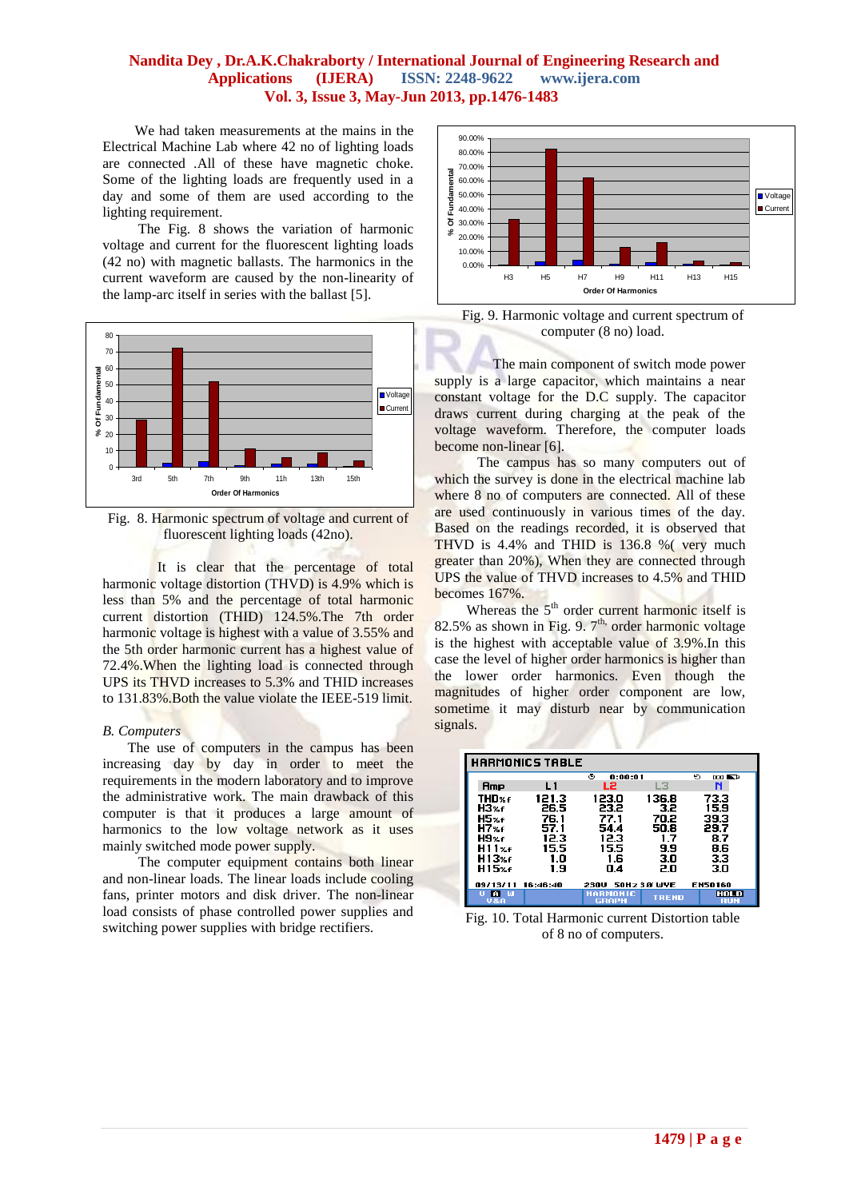We had taken measurements at the mains in the Electrical Machine Lab where 42 no of lighting loads are connected .All of these have magnetic choke. Some of the lighting loads are frequently used in a day and some of them are used according to the lighting requirement.

The Fig. 8 shows the variation of harmonic voltage and current for the fluorescent lighting loads (42 no) with magnetic ballasts. The harmonics in the current waveform are caused by the non-linearity of the lamp-arc itself in series with the ballast [5].

Fig. 8. Harmonic spectrum of voltage and current of fluorescent lighting loads (42no).

It is clear that the percentage of total harmonic voltage distortion (THVD) is 4.9% which is less than 5% and the percentage of total harmonic current distortion (THID) 124.5%.The 7th order harmonic voltage is highest with a value of 3.55% and the 5th order harmonic current has a highest value of 72.4%.When the lighting load is connected through UPS its THVD increases to 5.3% and THID increases to 131.83%.Both the value violate the IEEE-519 limit.

*B. Computers*

The use of computers in the campus has been increasing day by day in order to meet the requirements in the modern laboratory and to improve the administrative work. The main drawback of this computer is that it produces a large amount of harmonics to the low voltage network as it uses mainly switched mode power supply.

The computer equipment contains both linear and non-linear loads. The linear loads include cooling fans, printer motors and disk driver. The non-linear load consists of phase controlled power supplies and switching power supplies with bridge rectifiers.

Fig. 9. Harmonic voltage and current spectrum of computer (8 no) load.

The main component of switch mode power supply is a large capacitor, which maintains a near constant voltage for the D.C supply. The capacitor draws current during charging at the peak of the voltage waveform. Therefore, the computer loads become non-linear [6].

The campus has so many computers out of which the survey is done in the electrical machine lab where 8 no of computers are connected. All of these are used continuously in various times of the day. Based on the readings recorded, it is observed that THVD is 4.4% and THID is 136.8 %( very much greater than 20%), When they are connected through UPS the value of THVD increases to 4.5% and THID becomes 167%.

Whereas the 5th order current harmonic itself is 82.5% as shown in Fig. 9. 7th order harmonic voltage is the highest with acceptable value of 3.9%.In this case the level of higher order harmonics is higher than the lower order harmonics. Even though the magnitudes of higher order component are low, sometime it may disturb near by communication signals.

| Amp | L1 | L2 | L3 | N |
|---|---|---|---|---|
| THD%f | 121.3 | 123.0 | 136.8 | 73.3 |
| H3%f | 26.5 | 23.2 | 3.2 | 15.9 |
| H5%f | 76.1 | 77.1 | 70.2 | 39.3 |
| H7%f | 57.1 | 54.4 | 50.8 | 29.7 |
| H9%f | 12.3 | 12.3 | 1.7 | 8.7 |
| H11%f | 15.5 | 15.5 | 9.9 | 8.6 |
| H13%f | 1.0 | 1.6 | 3.0 | 3.3 |
| H15%f | 1.9 | 0.4 | 2.0 | 3.0 |

Fig. 10. Total Harmonic current Distortion table of 8 no of computers.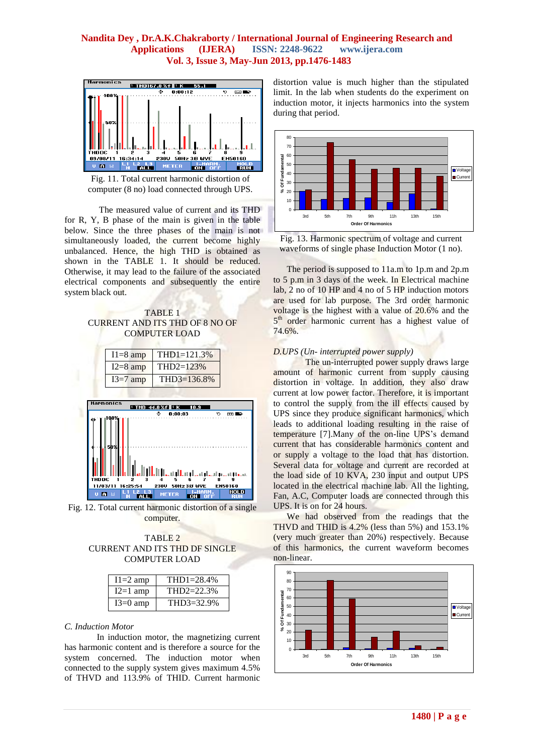Fig. 11. Total current harmonic distortion of computer (8 no) load connected through UPS.

The measured value of current and its THD for R, Y, B phase of the main is given in the table below. Since the three phases of the main is not simultaneously loaded, the current become highly unbalanced. Hence, the high THD is obtained as shown in the TABLE 1. It should be reduced. Otherwise, it may lead to the failure of the associated electrical components and subsequently the entire system black out.

TABLE 1
CURRENT AND ITS THD OF 8 NO OF COMPUTER LOAD

| I1=8 amp | THD1=121.3% |
|---|---|
| I2=8 amp | THD2=123% |
| I3=7 amp | THD3=136.8% |

Fig. 12. Total current harmonic distortion of a single computer.

TABLE 2
CURRENT AND ITS THD DF SINGLE COMPUTER LOAD

| I1=2 amp | THD1=28.4% |
|---|---|
| I2=1 amp | THD2=22.3% |
| I3=0 amp | THD3=32.9% |

*C. Induction Motor*

In induction motor, the magnetizing current has harmonic content and is therefore a source for the system concerned. The induction motor when connected to the supply system gives maximum 4.5% of THVD and 113.9% of THID. Current harmonic distortion value is much higher than the stipulated limit. In the lab when students do the experiment on induction motor, it injects harmonics into the system during that period.

Fig. 13. Harmonic spectrum of voltage and current waveforms of single phase Induction Motor (1 no).

The period is supposed to 11a.m to 1p.m and 2p.m to 5 p.m in 3 days of the week. In Electrical machine lab, 2 no of 10 HP and 4 no of 5 HP induction motors are used for lab purpose. The 3rd order harmonic voltage is the highest with a value of 20.6% and the $5^{th}$ order harmonic current has a highest value of 74.6%.

*D.UPS (Un- interrupted power supply)*

The un-interrupted power supply draws large amount of harmonic current from supply causing distortion in voltage. In addition, they also draw current at low power factor. Therefore, it is important to control the supply from the ill effects caused by UPS since they produce significant harmonics, which leads to additional loading resulting in the raise of temperature [7].Many of the on-line UPS's demand current that has considerable harmonics content and or supply a voltage to the load that has distortion. Several data for voltage and current are recorded at the load side of 10 KVA, 230 input and output UPS located in the electrical machine lab. All the lighting, Fan, A.C, Computer loads are connected through this UPS. It is on for 24 hours.

We had observed from the readings that the THVD and THID is 4.2% (less than 5%) and 153.1% (very much greater than 20%) respectively. Because of this harmonics, the current waveform becomes non-linear.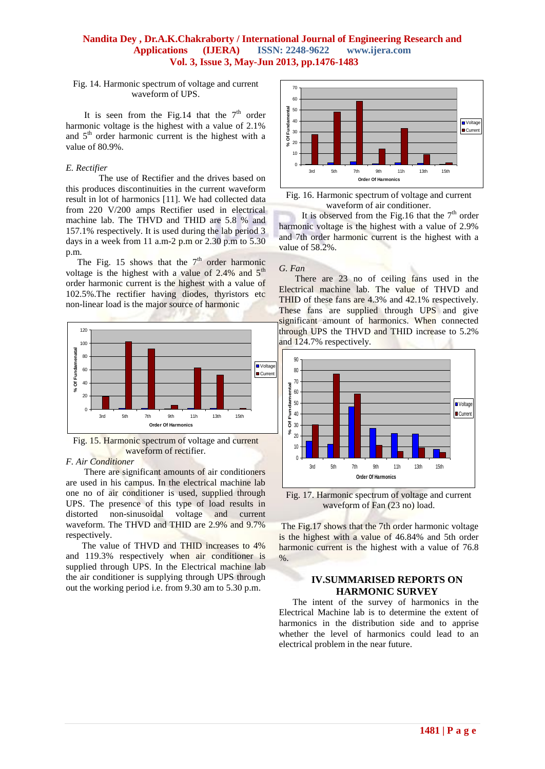Fig. 14. Harmonic spectrum of voltage and current waveform of UPS.

It is seen from the Fig.14 that the $7^{th}$ order harmonic voltage is the highest with a value of 2.1% and $5^{th}$ order harmonic current is the highest with a value of 80.9%.

*E. Rectifier*

The use of Rectifier and the drives based on this produces discontinuities in the current waveform result in lot of harmonics [11]. We had collected data from 220 V/200 amps Rectifier used in electrical machine lab. The THVD and THID are 5.8 % and 157.1% respectively. It is used during the lab period 3 days in a week from 11 a.m-2 p.m or 2.30 p.m to 5.30 p.m.

The Fig. 15 shows that the $7^{th}$ order harmonic voltage is the highest with a value of 2.4% and $5^{th}$ order harmonic current is the highest with a value of 102.5%.The rectifier having diodes, thyristors etc non-linear load is the major source of harmonic

Fig. 15. Harmonic spectrum of voltage and current waveform of rectifier.

*F. Air Conditioner*

There are significant amounts of air conditioners are used in his campus. In the electrical machine lab one no of air conditioner is used, supplied through UPS. The presence of this type of load results in distorted non-sinusoidal voltage and current waveform. The THVD and THID are 2.9% and 9.7% respectively.

The value of THVD and THID increases to 4% and 119.3% respectively when air conditioner is supplied through UPS. In the Electrical machine lab the air conditioner is supplying through UPS through out the working period i.e. from 9.30 am to 5.30 p.m.

Fig. 16. Harmonic spectrum of voltage and current waveform of air conditioner.

It is observed from the Fig.16 that the $7^{th}$ order harmonic voltage is the highest with a value of 2.9% and 7th order harmonic current is the highest with a value of 58.2%.

*G. Fan*

There are 23 no of ceiling fans used in the Electrical machine lab. The value of THVD and THID of these fans are 4.3% and 42.1% respectively. These fans are supplied through UPS and give significant amount of harmonics. When connected through UPS the THVD and THID increase to 5.2% and 124.7% respectively.

Fig. 17. Harmonic spectrum of voltage and current waveform of Fan (23 no) load.

The Fig.17 shows that the 7th order harmonic voltage is the highest with a value of 46.84% and 5th order harmonic current is the highest with a value of 76.8 %.

## IV.SUMMARISED REPORTS ON HARMONIC SURVEY

The intent of the survey of harmonics in the Electrical Machine lab is to determine the extent of harmonics in the distribution side and to apprise whether the level of harmonics could lead to an electrical problem in the near future.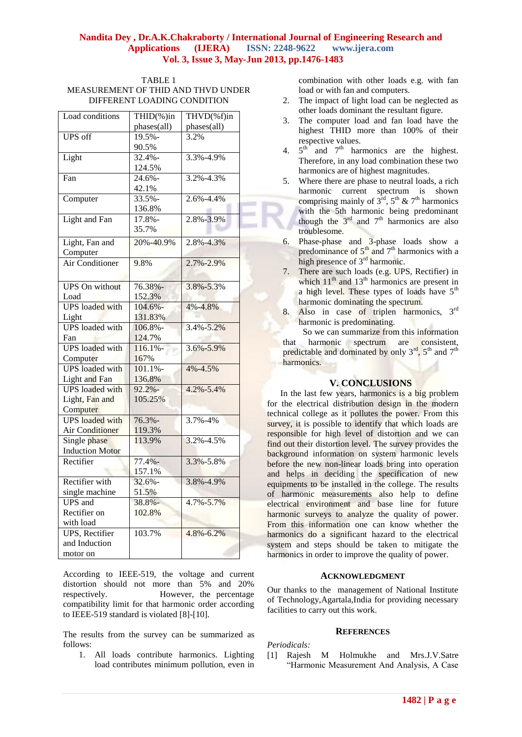TABLE 1
MEASUREMENT OF THID AND THVD UNDER DIFFERENT LOADING CONDITION

| Load conditions | THID(%)in phases(all) | THVD(%f)in phases(all) |
|---|---|---|
| UPS off | 19.5%-90.5% | 3.2% |
| Light | 32.4%-124.5% | 3.3%-4.9% |
| Fan | 24.6%-42.1% | 3.2%-4.3% |
| Computer | 33.5%-136.8% | 2.6%-4.4% |
| Light and Fan | 17.8%-35.7% | 2.8%-3.9% |
| Light, Fan and Computer | 20%-40.9% | 2.8%-4.3% |
| Air Conditioner | 9.8% | 2.7%-2.9% |
| UPS On without Load | 76.38%-152.3% | 3.8%-5.3% |
| UPS loaded with Light | 104.6%-131.83% | 4%-4.8% |
| UPS loaded with Fan | 106.8%-124.7% | 3.4%-5.2% |
| UPS loaded with Computer | 116.1%-167% | 3.6%-5.9% |
| UPS loaded with Light and Fan | 101.1%-136.8% | 4%-4.5% |
| UPS loaded with Light, Fan and Computer | 92.2%-105.25% | 4.2%-5.4% |
| UPS loaded with Air Conditioner | 76.3%-119.3% | 3.7%-4% |
| Single phase Induction Motor | 113.9% | 3.2%-4.5% |
| Rectifier | 77.4%-157.1% | 3.3%-5.8% |
| Rectifier with single machine | 32.6%-51.5% | 3.8%-4.9% |
| UPS and Rectifier on with load | 38.8%-102.8% | 4.7%-5.7% |
| UPS, Rectifier and Induction motor on | 103.7% | 4.8%-6.2% |

According to IEEE-519, the voltage and current distortion should not more than 5% and 20% respectively. However, the percentage compatibility limit for that harmonic order according to IEEE-519 standard is violated [8]-[10].

The results from the survey can be summarized as follows:

1. All loads contribute harmonics. Lighting load contributes minimum pollution, even in combination with other loads e.g. with fan load or with fan and computers.
2. The impact of light load can be neglected as other loads dominant the resultant figure.
3. The computer load and fan load have the highest THID more than 100% of their respective values.
4. 5[th] and 7[th] harmonics are the highest. Therefore, in any load combination these two harmonics are of highest magnitudes.
5. Where there are phase to neutral loads, a rich harmonic current spectrum is shown comprising mainly of 3[rd], 5[th] & 7[th] harmonics with the 5th harmonic being predominant though the 3[rd] and 7[th] harmonics are also troublesome.
6. Phase-phase and 3-phase loads show a predominance of 5[th] and 7[th] harmonics with a high presence of 3[rd] harmonic.
7. There are such loads (e.g. UPS, Rectifier) in which 11[th] and 13[th] harmonics are present in a high level. These types of loads have 5[th] harmonic dominating the spectrum.
8. Also in case of triplen harmonics, 3[rd] harmonic is predominating.

So we can summarize from this information that harmonic spectrum are consistent, predictable and dominated by only 3[rd], 5[th] and 7[th] harmonics.

## V. CONCLUSIONS

In the last few years, harmonics is a big problem for the electrical distribution design in the modern technical college as it pollutes the power. From this survey, it is possible to identify that which loads are responsible for high level of distortion and we can find out their distortion level. The survey provides the background information on system harmonic levels before the new non-linear loads bring into operation and helps in deciding the specification of new equipments to be installed in the college. The results of harmonic measurements also help to define electrical environment and base line for future harmonic surveys to analyze the quality of power. From this information one can know whether the harmonics do a significant hazard to the electrical system and steps should be taken to mitigate the harmonics in order to improve the quality of power.

## ACKNOWLEDGMENT

Our thanks to the management of National Institute of Technology,Agartala,India for providing necessary facilities to carry out this work.

## REFERENCES

*Periodicals:*

[1] Rajesh M Holmukhe and Mrs.J.V.Satre "Harmonic Measurement And Analysis, A Case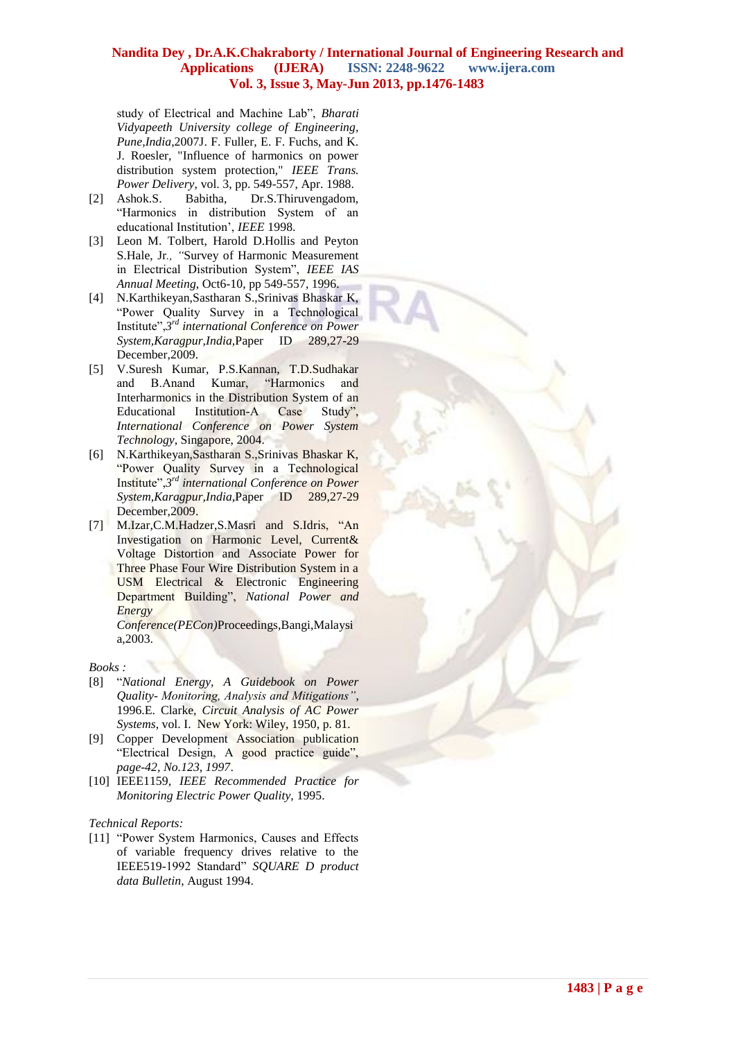study of Electrical and Machine Lab", *Bharati Vidyapeeth University college of Engineering, Pune,India*,2007J. F. Fuller, E. F. Fuchs, and K. J. Roesler, "Influence of harmonics on power distribution system protection," *IEEE Trans. Power Delivery*, vol. 3, pp. 549-557, Apr. 1988.

[2] Ashok.S. Babitha, Dr.S.Thiruvengadom, "Harmonics in distribution System of an educational Institution', *IEEE* 1998.

[3] Leon M. Tolbert, Harold D.Hollis and Peyton S.Hale, Jr., "Survey of Harmonic Measurement in Electrical Distribution System", *IEEE IAS Annual Meeting*, Oct6-10, pp 549-557, 1996.

[4] N.Karthikeyan,Sastharan S.,Srinivas Bhaskar K, "Power Quality Survey in a Technological Institute",*3rd international Conference on Power System,Karagpur,India*,Paper ID 289,27-29 December,2009.

[5] V.Suresh Kumar, P.S.Kannan, T.D.Sudhakar and B.Anand Kumar, "Harmonics and Interharmonics in the Distribution System of an Educational Institution-A Case Study", *International Conference on Power System Technology*, Singapore, 2004.

[6] N.Karthikeyan,Sastharan S.,Srinivas Bhaskar K, "Power Quality Survey in a Technological Institute",*3rd international Conference on Power System,Karagpur,India*,Paper ID 289,27-29 December,2009.

[7] M.Izar,C.M.Hadzer,S.Masri and S.Idris, "An Investigation on Harmonic Level, Current& Voltage Distortion and Associate Power for Three Phase Four Wire Distribution System in a USM Electrical & Electronic Engineering Department Building", *National Power and Energy Conference(PECon)*Proceedings,Bangi,Malaysia,2003.

*Books :*

[8] "*National Energy, A Guidebook on Power Quality- Monitoring, Analysis and Mitigations"*, 1996.E. Clarke, *Circuit Analysis of AC Power Systems*, vol. I. New York: Wiley, 1950, p. 81.

[9] Copper Development Association publication "Electrical Design, A good practice guide", *page-42, No.123, 1997*.

[10] IEEE1159, *IEEE Recommended Practice for Monitoring Electric Power Quality*, 1995.

*Technical Reports:*

[11] "Power System Harmonics, Causes and Effects of variable frequency drives relative to the IEEE519-1992 Standard" *SQUARE D product data Bulletin*, August 1994.